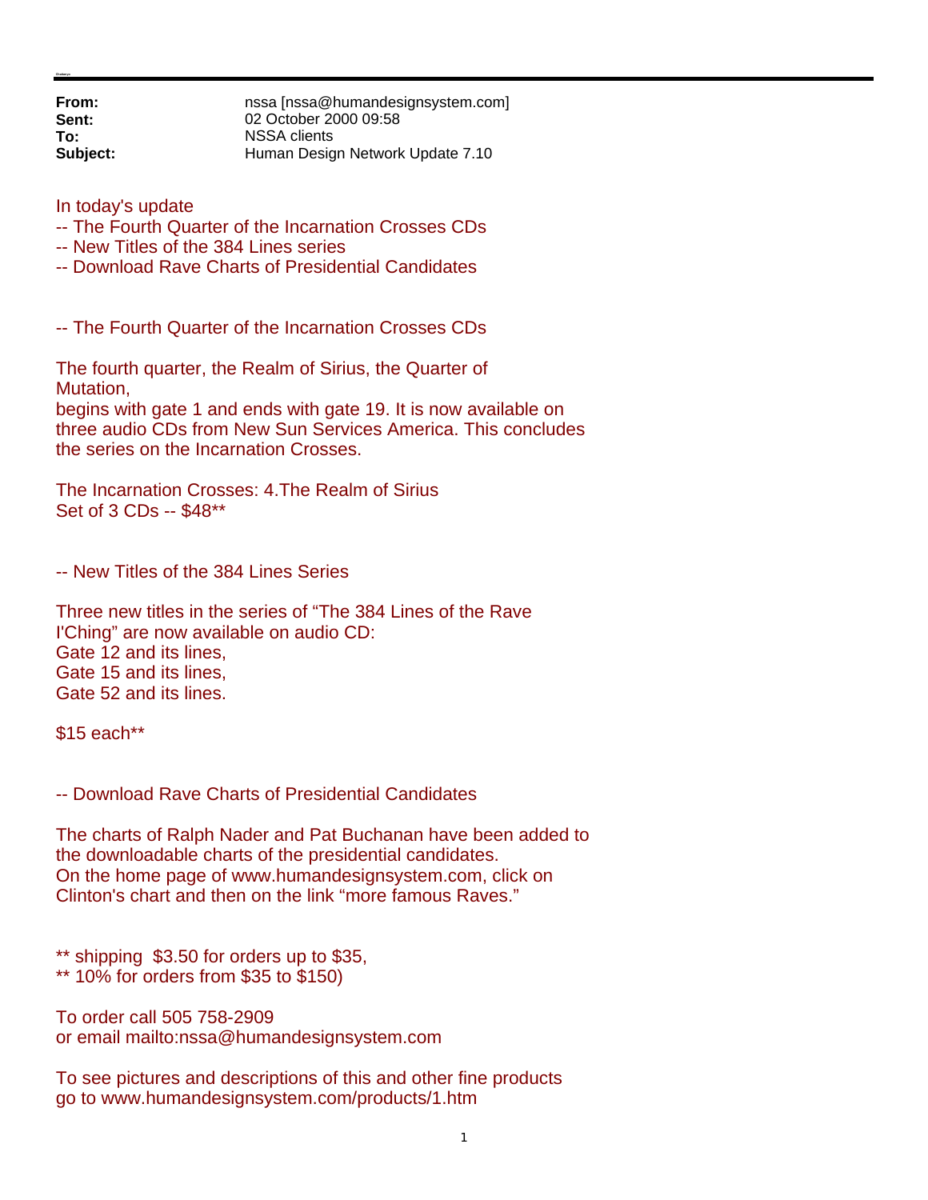**From:** nssa [nssa@humandesignsystem.com]
**Sent:** 02 October 2000 09:58
**To:** NSSA clients
**Subject:** Human Design Network Update 7.10

In today's update
-- The Fourth Quarter of the Incarnation Crosses CDs
-- New Titles of the 384 Lines series
-- Download Rave Charts of Presidential Candidates

-- The Fourth Quarter of the Incarnation Crosses CDs

The fourth quarter, the Realm of Sirius, the Quarter of Mutation,
begins with gate 1 and ends with gate 19. It is now available on three audio CDs from New Sun Services America. This concludes the series on the Incarnation Crosses.

The Incarnation Crosses: 4.The Realm of Sirius
Set of 3 CDs -- $48**

-- New Titles of the 384 Lines Series

Three new titles in the series of "The 384 Lines of the Rave I'Ching" are now available on audio CD:
Gate 12 and its lines,
Gate 15 and its lines,
Gate 52 and its lines.

$15 each**

-- Download Rave Charts of Presidential Candidates

The charts of Ralph Nader and Pat Buchanan have been added to the downloadable charts of the presidential candidates.
On the home page of www.humandesignsystem.com, click on Clinton's chart and then on the link "more famous Raves."

** shipping $3.50 for orders up to $35,
** 10% for orders from $35 to $150)

To order call 505 758-2909
or email mailto:nssa@humandesignsystem.com

To see pictures and descriptions of this and other fine products
go to www.humandesignsystem.com/products/1.htm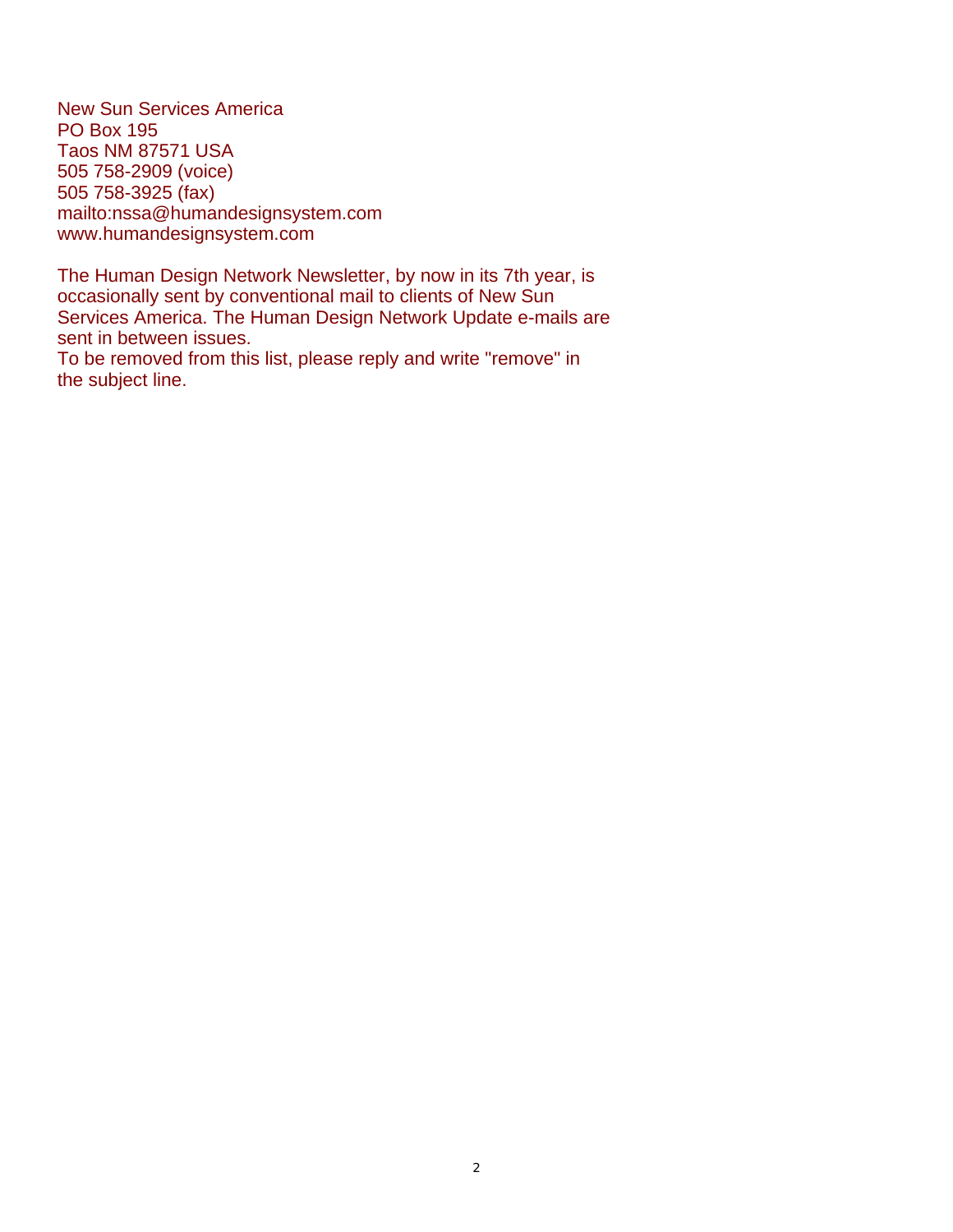New Sun Services America
PO Box 195
Taos NM 87571 USA
505 758-2909 (voice)
505 758-3925 (fax)
mailto:nssa@humandesignsystem.com
www.humandesignsystem.com

The Human Design Network Newsletter, by now in its 7th year, is occasionally sent by conventional mail to clients of New Sun Services America. The Human Design Network Update e-mails are sent in between issues.
To be removed from this list, please reply and write "remove" in the subject line.